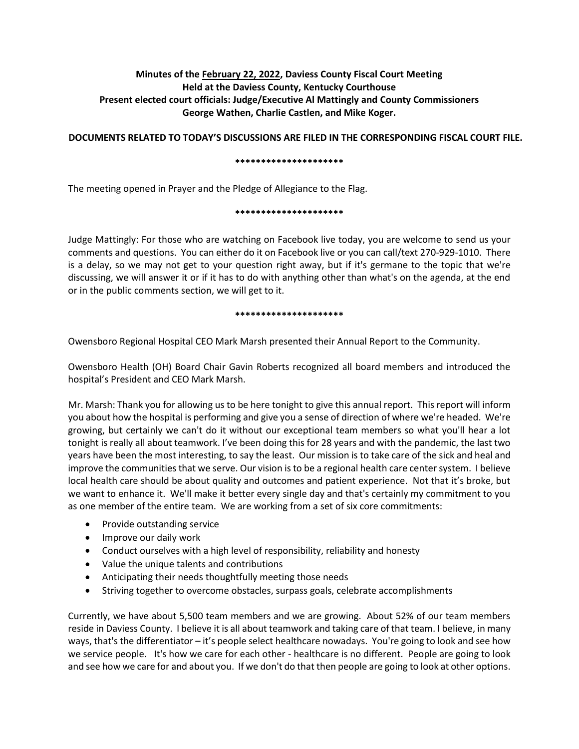**Minutes of the February 22, 2022, Daviess County Fiscal Court Meeting**
**Held at the Daviess County, Kentucky Courthouse**
**Present elected court officials: Judge/Executive Al Mattingly and County Commissioners George Wathen, Charlie Castlen, and Mike Koger.**

**DOCUMENTS RELATED TO TODAY'S DISCUSSIONS ARE FILED IN THE CORRESPONDING FISCAL COURT FILE.**

*********************

The meeting opened in Prayer and the Pledge of Allegiance to the Flag.

*********************

Judge Mattingly: For those who are watching on Facebook live today, you are welcome to send us your comments and questions. You can either do it on Facebook live or you can call/text 270-929-1010. There is a delay, so we may not get to your question right away, but if it's germane to the topic that we're discussing, we will answer it or if it has to do with anything other than what's on the agenda, at the end or in the public comments section, we will get to it.

*********************

Owensboro Regional Hospital CEO Mark Marsh presented their Annual Report to the Community.

Owensboro Health (OH) Board Chair Gavin Roberts recognized all board members and introduced the hospital's President and CEO Mark Marsh.

Mr. Marsh: Thank you for allowing us to be here tonight to give this annual report. This report will inform you about how the hospital is performing and give you a sense of direction of where we're headed. We're growing, but certainly we can't do it without our exceptional team members so what you'll hear a lot tonight is really all about teamwork. I've been doing this for 28 years and with the pandemic, the last two years have been the most interesting, to say the least. Our mission is to take care of the sick and heal and improve the communities that we serve. Our vision is to be a regional health care center system. I believe local health care should be about quality and outcomes and patient experience. Not that it's broke, but we want to enhance it. We'll make it better every single day and that's certainly my commitment to you as one member of the entire team. We are working from a set of six core commitments:

- Provide outstanding service
- Improve our daily work
- Conduct ourselves with a high level of responsibility, reliability and honesty
- Value the unique talents and contributions
- Anticipating their needs thoughtfully meeting those needs
- Striving together to overcome obstacles, surpass goals, celebrate accomplishments

Currently, we have about 5,500 team members and we are growing. About 52% of our team members reside in Daviess County. I believe it is all about teamwork and taking care of that team. I believe, in many ways, that's the differentiator – it's people select healthcare nowadays. You're going to look and see how we service people. It's how we care for each other - healthcare is no different. People are going to look and see how we care for and about you. If we don't do that then people are going to look at other options.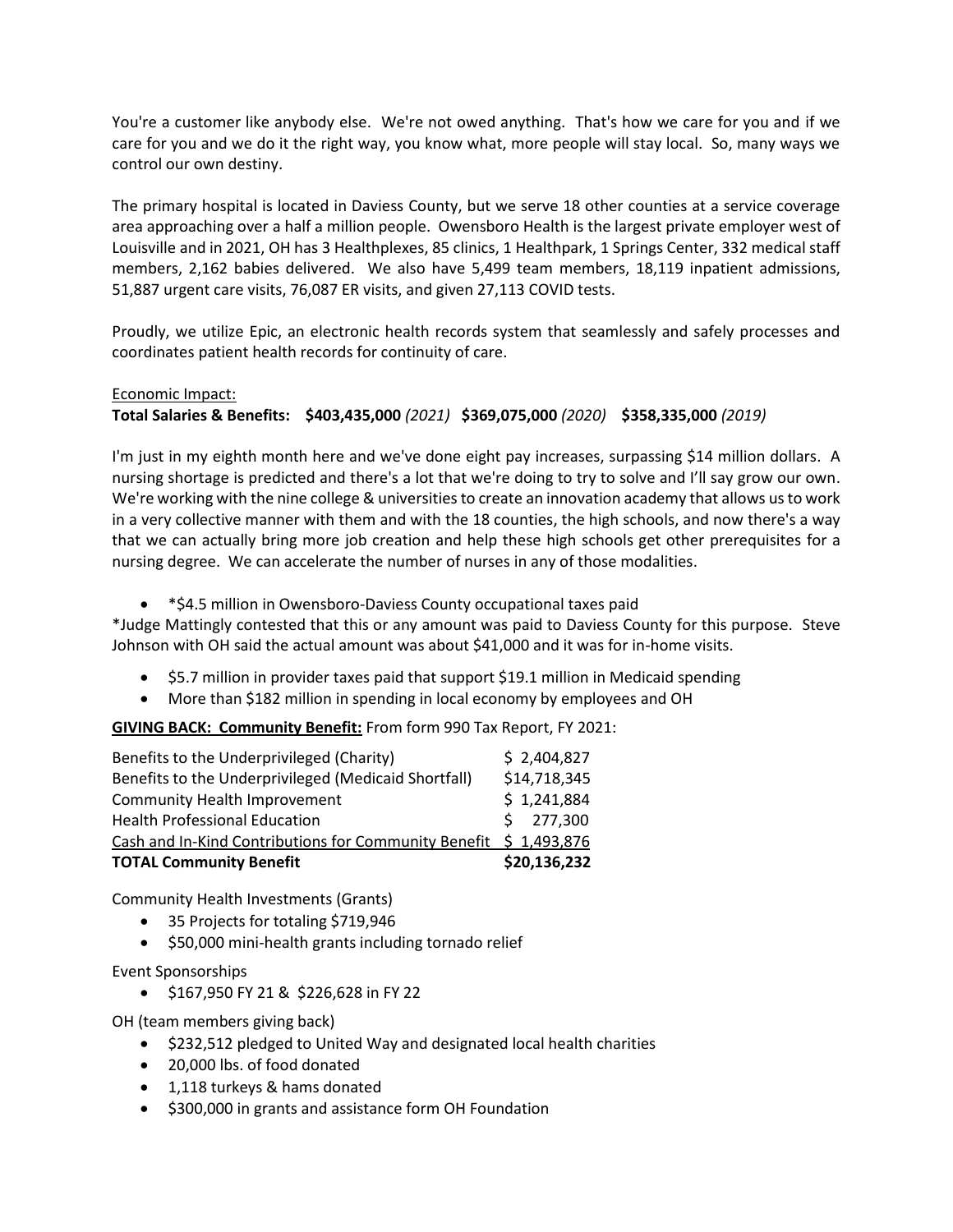You're a customer like anybody else. We're not owed anything. That's how we care for you and if we care for you and we do it the right way, you know what, more people will stay local. So, many ways we control our own destiny.

The primary hospital is located in Daviess County, but we serve 18 other counties at a service coverage area approaching over a half a million people. Owensboro Health is the largest private employer west of Louisville and in 2021, OH has 3 Healthplexes, 85 clinics, 1 Healthpark, 1 Springs Center, 332 medical staff members, 2,162 babies delivered. We also have 5,499 team members, 18,119 inpatient admissions, 51,887 urgent care visits, 76,087 ER visits, and given 27,113 COVID tests.

Proudly, we utilize Epic, an electronic health records system that seamlessly and safely processes and coordinates patient health records for continuity of care.

Economic Impact:
**Total Salaries & Benefits: $403,435,000** *(2021)* **$369,075,000** *(2020)* **$358,335,000** *(2019)*

I'm just in my eighth month here and we've done eight pay increases, surpassing $14 million dollars. A nursing shortage is predicted and there's a lot that we're doing to try to solve and I'll say grow our own. We're working with the nine college & universities to create an innovation academy that allows us to work in a very collective manner with them and with the 18 counties, the high schools, and now there's a way that we can actually bring more job creation and help these high schools get other prerequisites for a nursing degree. We can accelerate the number of nurses in any of those modalities.

- *$4.5 million in Owensboro-Daviess County occupational taxes paid

*Judge Mattingly contested that this or any amount was paid to Daviess County for this purpose. Steve Johnson with OH said the actual amount was about $41,000 and it was for in-home visits.

- $5.7 million in provider taxes paid that support $19.1 million in Medicaid spending
- More than $182 million in spending in local economy by employees and OH

**GIVING BACK: Community Benefit:** From form 990 Tax Report, FY 2021:

| | |
|---|---|
| Benefits to the Underprivileged (Charity) | $ 2,404,827 |
| Benefits to the Underprivileged (Medicaid Shortfall) | $14,718,345 |
| Community Health Improvement | $ 1,241,884 |
| Health Professional Education | $ 277,300 |
| Cash and In-Kind Contributions for Community Benefit | $ 1,493,876 |
| **TOTAL Community Benefit** | **$20,136,232** |

Community Health Investments (Grants)

- 35 Projects for totaling $719,946
- $50,000 mini-health grants including tornado relief

Event Sponsorships

- $167,950 FY 21 & $226,628 in FY 22

OH (team members giving back)

- $232,512 pledged to United Way and designated local health charities
- 20,000 lbs. of food donated
- 1,118 turkeys & hams donated
- $300,000 in grants and assistance form OH Foundation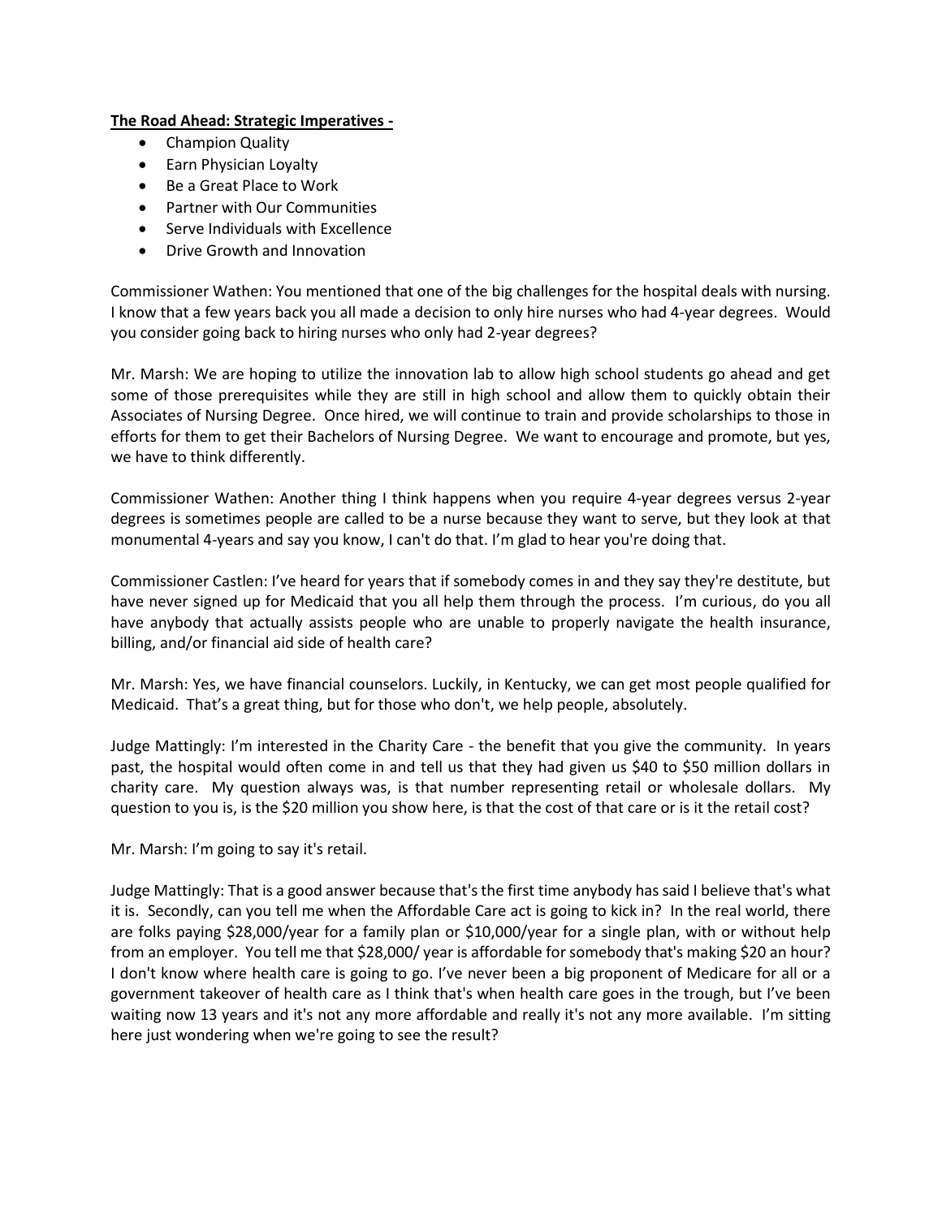**The Road Ahead: Strategic Imperatives -**

- Champion Quality
- Earn Physician Loyalty
- Be a Great Place to Work
- Partner with Our Communities
- Serve Individuals with Excellence
- Drive Growth and Innovation

Commissioner Wathen: You mentioned that one of the big challenges for the hospital deals with nursing. I know that a few years back you all made a decision to only hire nurses who had 4-year degrees. Would you consider going back to hiring nurses who only had 2-year degrees?

Mr. Marsh: We are hoping to utilize the innovation lab to allow high school students go ahead and get some of those prerequisites while they are still in high school and allow them to quickly obtain their Associates of Nursing Degree. Once hired, we will continue to train and provide scholarships to those in efforts for them to get their Bachelors of Nursing Degree. We want to encourage and promote, but yes, we have to think differently.

Commissioner Wathen: Another thing I think happens when you require 4-year degrees versus 2-year degrees is sometimes people are called to be a nurse because they want to serve, but they look at that monumental 4-years and say you know, I can't do that. I'm glad to hear you're doing that.

Commissioner Castlen: I've heard for years that if somebody comes in and they say they're destitute, but have never signed up for Medicaid that you all help them through the process. I'm curious, do you all have anybody that actually assists people who are unable to properly navigate the health insurance, billing, and/or financial aid side of health care?

Mr. Marsh: Yes, we have financial counselors. Luckily, in Kentucky, we can get most people qualified for Medicaid. That's a great thing, but for those who don't, we help people, absolutely.

Judge Mattingly: I'm interested in the Charity Care - the benefit that you give the community. In years past, the hospital would often come in and tell us that they had given us $40 to $50 million dollars in charity care. My question always was, is that number representing retail or wholesale dollars. My question to you is, is the $20 million you show here, is that the cost of that care or is it the retail cost?

Mr. Marsh: I'm going to say it's retail.

Judge Mattingly: That is a good answer because that's the first time anybody has said I believe that's what it is. Secondly, can you tell me when the Affordable Care act is going to kick in? In the real world, there are folks paying $28,000/year for a family plan or $10,000/year for a single plan, with or without help from an employer. You tell me that $28,000/ year is affordable for somebody that's making $20 an hour? I don't know where health care is going to go. I've never been a big proponent of Medicare for all or a government takeover of health care as I think that's when health care goes in the trough, but I've been waiting now 13 years and it's not any more affordable and really it's not any more available. I'm sitting here just wondering when we're going to see the result?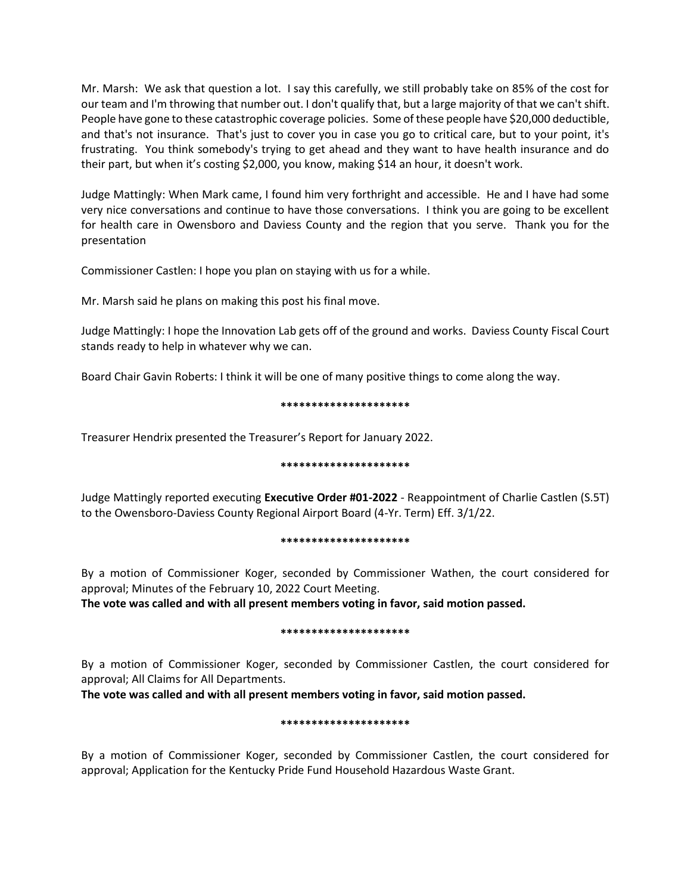Mr. Marsh: We ask that question a lot. I say this carefully, we still probably take on 85% of the cost for our team and I'm throwing that number out. I don't qualify that, but a large majority of that we can't shift. People have gone to these catastrophic coverage policies. Some of these people have $20,000 deductible, and that's not insurance. That's just to cover you in case you go to critical care, but to your point, it's frustrating. You think somebody's trying to get ahead and they want to have health insurance and do their part, but when it's costing $2,000, you know, making $14 an hour, it doesn't work.

Judge Mattingly: When Mark came, I found him very forthright and accessible. He and I have had some very nice conversations and continue to have those conversations. I think you are going to be excellent for health care in Owensboro and Daviess County and the region that you serve. Thank you for the presentation

Commissioner Castlen: I hope you plan on staying with us for a while.

Mr. Marsh said he plans on making this post his final move.

Judge Mattingly: I hope the Innovation Lab gets off of the ground and works. Daviess County Fiscal Court stands ready to help in whatever why we can.

Board Chair Gavin Roberts: I think it will be one of many positive things to come along the way.

*********************

Treasurer Hendrix presented the Treasurer's Report for January 2022.

*********************

Judge Mattingly reported executing **Executive Order #01-2022** - Reappointment of Charlie Castlen (S.5T) to the Owensboro-Daviess County Regional Airport Board (4-Yr. Term) Eff. 3/1/22.

*********************

By a motion of Commissioner Koger, seconded by Commissioner Wathen, the court considered for approval; Minutes of the February 10, 2022 Court Meeting.
**The vote was called and with all present members voting in favor, said motion passed.**

*********************

By a motion of Commissioner Koger, seconded by Commissioner Castlen, the court considered for approval; All Claims for All Departments.
**The vote was called and with all present members voting in favor, said motion passed.**

*********************

By a motion of Commissioner Koger, seconded by Commissioner Castlen, the court considered for approval; Application for the Kentucky Pride Fund Household Hazardous Waste Grant.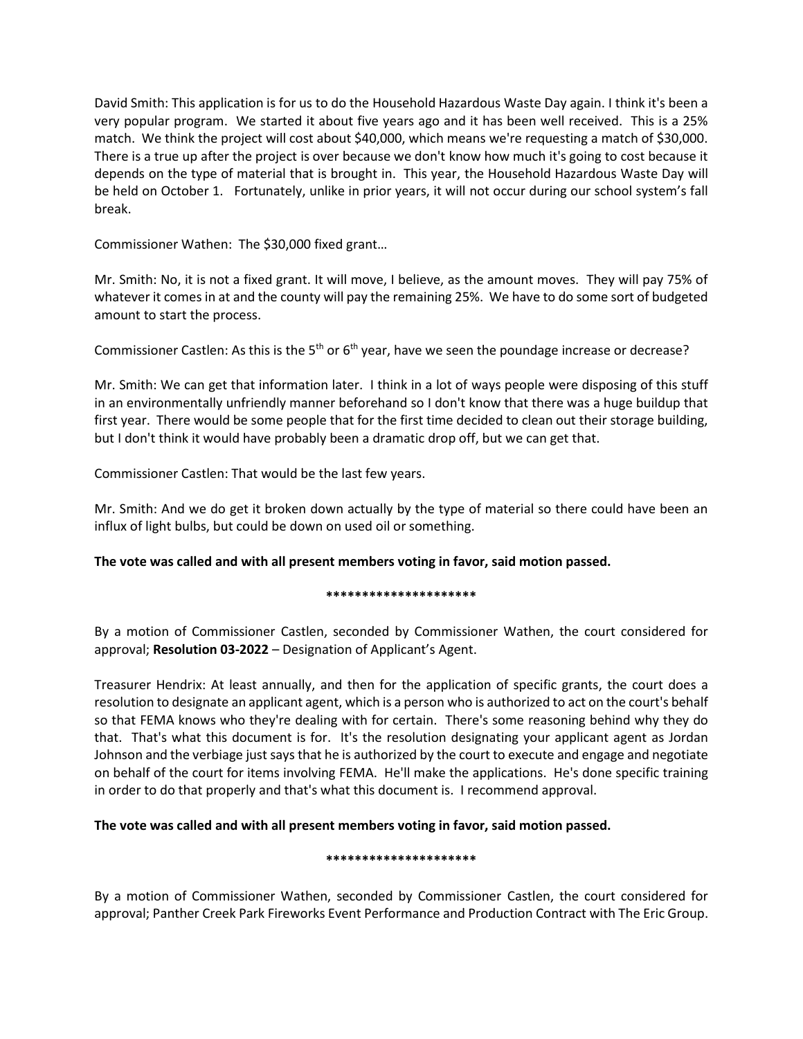David Smith: This application is for us to do the Household Hazardous Waste Day again. I think it's been a very popular program. We started it about five years ago and it has been well received. This is a 25% match. We think the project will cost about $40,000, which means we're requesting a match of $30,000. There is a true up after the project is over because we don't know how much it's going to cost because it depends on the type of material that is brought in. This year, the Household Hazardous Waste Day will be held on October 1. Fortunately, unlike in prior years, it will not occur during our school system's fall break.

Commissioner Wathen: The $30,000 fixed grant…

Mr. Smith: No, it is not a fixed grant. It will move, I believe, as the amount moves. They will pay 75% of whatever it comes in at and the county will pay the remaining 25%. We have to do some sort of budgeted amount to start the process.

Commissioner Castlen: As this is the 5th or 6th year, have we seen the poundage increase or decrease?

Mr. Smith: We can get that information later. I think in a lot of ways people were disposing of this stuff in an environmentally unfriendly manner beforehand so I don't know that there was a huge buildup that first year. There would be some people that for the first time decided to clean out their storage building, but I don't think it would have probably been a dramatic drop off, but we can get that.

Commissioner Castlen: That would be the last few years.

Mr. Smith: And we do get it broken down actually by the type of material so there could have been an influx of light bulbs, but could be down on used oil or something.

**The vote was called and with all present members voting in favor, said motion passed.**

**********************

By a motion of Commissioner Castlen, seconded by Commissioner Wathen, the court considered for approval; **Resolution 03-2022** – Designation of Applicant's Agent.

Treasurer Hendrix: At least annually, and then for the application of specific grants, the court does a resolution to designate an applicant agent, which is a person who is authorized to act on the court's behalf so that FEMA knows who they're dealing with for certain. There's some reasoning behind why they do that. That's what this document is for. It's the resolution designating your applicant agent as Jordan Johnson and the verbiage just says that he is authorized by the court to execute and engage and negotiate on behalf of the court for items involving FEMA. He'll make the applications. He's done specific training in order to do that properly and that's what this document is. I recommend approval.

**The vote was called and with all present members voting in favor, said motion passed.**

**********************

By a motion of Commissioner Wathen, seconded by Commissioner Castlen, the court considered for approval; Panther Creek Park Fireworks Event Performance and Production Contract with The Eric Group.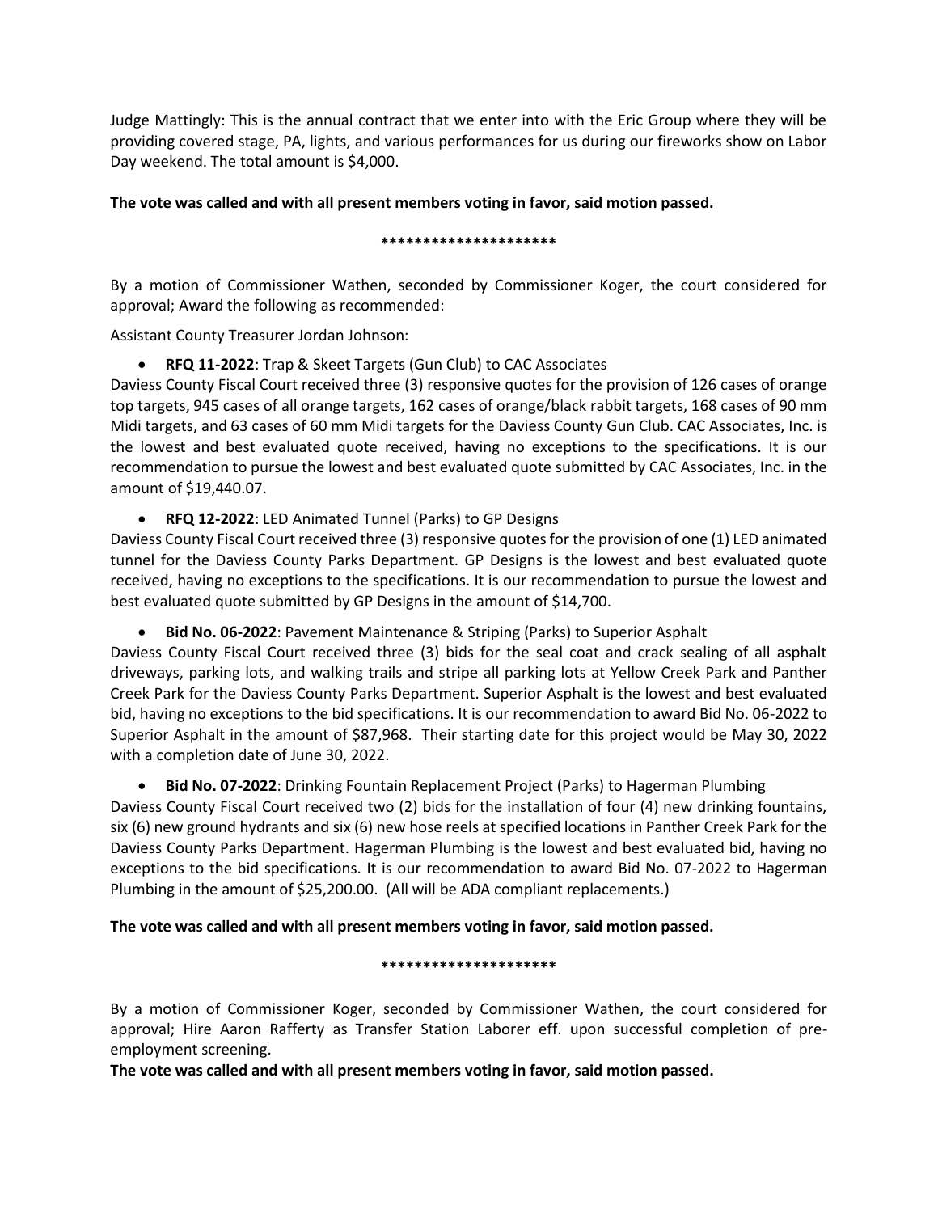Judge Mattingly: This is the annual contract that we enter into with the Eric Group where they will be providing covered stage, PA, lights, and various performances for us during our fireworks show on Labor Day weekend. The total amount is $4,000.

**The vote was called and with all present members voting in favor, said motion passed.**

*********************

By a motion of Commissioner Wathen, seconded by Commissioner Koger, the court considered for approval; Award the following as recommended:

Assistant County Treasurer Jordan Johnson:

- **RFQ 11-2022**: Trap & Skeet Targets (Gun Club) to CAC Associates

Daviess County Fiscal Court received three (3) responsive quotes for the provision of 126 cases of orange top targets, 945 cases of all orange targets, 162 cases of orange/black rabbit targets, 168 cases of 90 mm Midi targets, and 63 cases of 60 mm Midi targets for the Daviess County Gun Club. CAC Associates, Inc. is the lowest and best evaluated quote received, having no exceptions to the specifications. It is our recommendation to pursue the lowest and best evaluated quote submitted by CAC Associates, Inc. in the amount of $19,440.07.

- **RFQ 12-2022**: LED Animated Tunnel (Parks) to GP Designs

Daviess County Fiscal Court received three (3) responsive quotes for the provision of one (1) LED animated tunnel for the Daviess County Parks Department. GP Designs is the lowest and best evaluated quote received, having no exceptions to the specifications. It is our recommendation to pursue the lowest and best evaluated quote submitted by GP Designs in the amount of $14,700.

- **Bid No. 06-2022**: Pavement Maintenance & Striping (Parks) to Superior Asphalt

Daviess County Fiscal Court received three (3) bids for the seal coat and crack sealing of all asphalt driveways, parking lots, and walking trails and stripe all parking lots at Yellow Creek Park and Panther Creek Park for the Daviess County Parks Department. Superior Asphalt is the lowest and best evaluated bid, having no exceptions to the bid specifications. It is our recommendation to award Bid No. 06-2022 to Superior Asphalt in the amount of $87,968. Their starting date for this project would be May 30, 2022 with a completion date of June 30, 2022.

- **Bid No. 07-2022**: Drinking Fountain Replacement Project (Parks) to Hagerman Plumbing

Daviess County Fiscal Court received two (2) bids for the installation of four (4) new drinking fountains, six (6) new ground hydrants and six (6) new hose reels at specified locations in Panther Creek Park for the Daviess County Parks Department. Hagerman Plumbing is the lowest and best evaluated bid, having no exceptions to the bid specifications. It is our recommendation to award Bid No. 07-2022 to Hagerman Plumbing in the amount of $25,200.00. (All will be ADA compliant replacements.)

**The vote was called and with all present members voting in favor, said motion passed.**

*********************

By a motion of Commissioner Koger, seconded by Commissioner Wathen, the court considered for approval; Hire Aaron Rafferty as Transfer Station Laborer eff. upon successful completion of pre-employment screening.

**The vote was called and with all present members voting in favor, said motion passed.**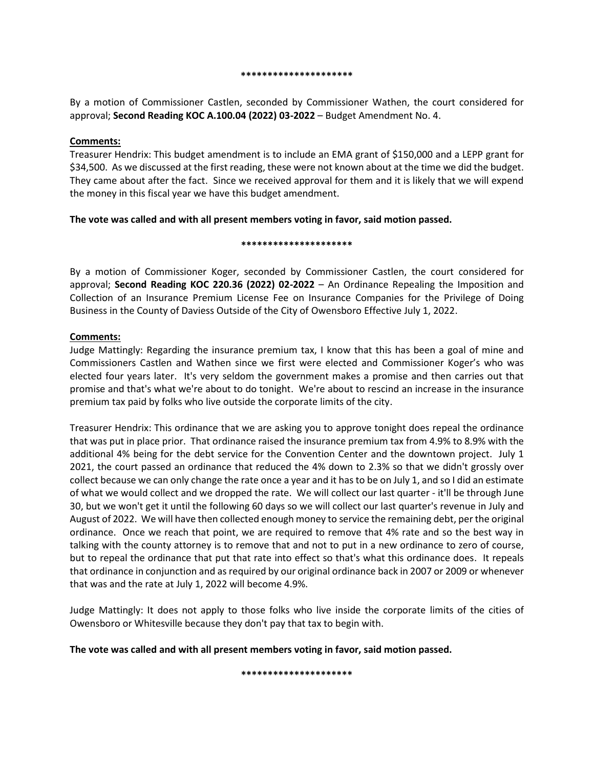*********************

By a motion of Commissioner Castlen, seconded by Commissioner Wathen, the court considered for approval; **Second Reading KOC A.100.04 (2022) 03-2022** – Budget Amendment No. 4.

**Comments:**

Treasurer Hendrix: This budget amendment is to include an EMA grant of $150,000 and a LEPP grant for $34,500. As we discussed at the first reading, these were not known about at the time we did the budget. They came about after the fact. Since we received approval for them and it is likely that we will expend the money in this fiscal year we have this budget amendment.

**The vote was called and with all present members voting in favor, said motion passed.**

*********************

By a motion of Commissioner Koger, seconded by Commissioner Castlen, the court considered for approval; **Second Reading KOC 220.36 (2022) 02-2022** – An Ordinance Repealing the Imposition and Collection of an Insurance Premium License Fee on Insurance Companies for the Privilege of Doing Business in the County of Daviess Outside of the City of Owensboro Effective July 1, 2022.

**Comments:**

Judge Mattingly: Regarding the insurance premium tax, I know that this has been a goal of mine and Commissioners Castlen and Wathen since we first were elected and Commissioner Koger's who was elected four years later. It's very seldom the government makes a promise and then carries out that promise and that's what we're about to do tonight. We're about to rescind an increase in the insurance premium tax paid by folks who live outside the corporate limits of the city.

Treasurer Hendrix: This ordinance that we are asking you to approve tonight does repeal the ordinance that was put in place prior. That ordinance raised the insurance premium tax from 4.9% to 8.9% with the additional 4% being for the debt service for the Convention Center and the downtown project. July 1 2021, the court passed an ordinance that reduced the 4% down to 2.3% so that we didn't grossly over collect because we can only change the rate once a year and it has to be on July 1, and so I did an estimate of what we would collect and we dropped the rate. We will collect our last quarter - it'll be through June 30, but we won't get it until the following 60 days so we will collect our last quarter's revenue in July and August of 2022. We will have then collected enough money to service the remaining debt, per the original ordinance. Once we reach that point, we are required to remove that 4% rate and so the best way in talking with the county attorney is to remove that and not to put in a new ordinance to zero of course, but to repeal the ordinance that put that rate into effect so that's what this ordinance does. It repeals that ordinance in conjunction and as required by our original ordinance back in 2007 or 2009 or whenever that was and the rate at July 1, 2022 will become 4.9%.

Judge Mattingly: It does not apply to those folks who live inside the corporate limits of the cities of Owensboro or Whitesville because they don't pay that tax to begin with.

**The vote was called and with all present members voting in favor, said motion passed.**

*********************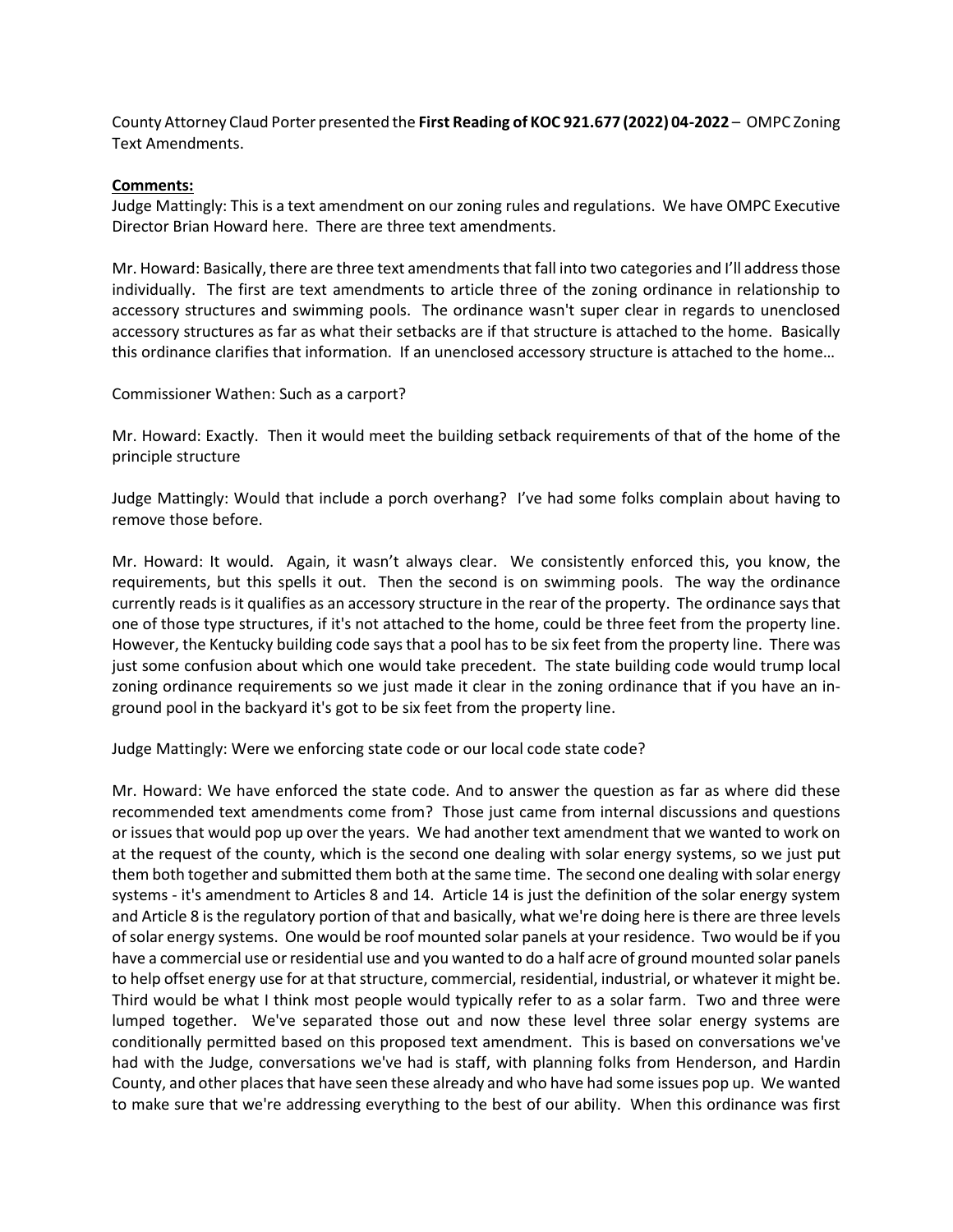County Attorney Claud Porter presented the **First Reading of KOC 921.677 (2022) 04-2022** – OMPC Zoning Text Amendments.

**Comments:**

Judge Mattingly: This is a text amendment on our zoning rules and regulations. We have OMPC Executive Director Brian Howard here. There are three text amendments.

Mr. Howard: Basically, there are three text amendments that fall into two categories and I'll address those individually. The first are text amendments to article three of the zoning ordinance in relationship to accessory structures and swimming pools. The ordinance wasn't super clear in regards to unenclosed accessory structures as far as what their setbacks are if that structure is attached to the home. Basically this ordinance clarifies that information. If an unenclosed accessory structure is attached to the home…

Commissioner Wathen: Such as a carport?

Mr. Howard: Exactly. Then it would meet the building setback requirements of that of the home of the principle structure

Judge Mattingly: Would that include a porch overhang? I've had some folks complain about having to remove those before.

Mr. Howard: It would. Again, it wasn't always clear. We consistently enforced this, you know, the requirements, but this spells it out. Then the second is on swimming pools. The way the ordinance currently reads is it qualifies as an accessory structure in the rear of the property. The ordinance says that one of those type structures, if it's not attached to the home, could be three feet from the property line. However, the Kentucky building code says that a pool has to be six feet from the property line. There was just some confusion about which one would take precedent. The state building code would trump local zoning ordinance requirements so we just made it clear in the zoning ordinance that if you have an in-ground pool in the backyard it's got to be six feet from the property line.

Judge Mattingly: Were we enforcing state code or our local code state code?

Mr. Howard: We have enforced the state code. And to answer the question as far as where did these recommended text amendments come from? Those just came from internal discussions and questions or issues that would pop up over the years. We had another text amendment that we wanted to work on at the request of the county, which is the second one dealing with solar energy systems, so we just put them both together and submitted them both at the same time. The second one dealing with solar energy systems - it's amendment to Articles 8 and 14. Article 14 is just the definition of the solar energy system and Article 8 is the regulatory portion of that and basically, what we're doing here is there are three levels of solar energy systems. One would be roof mounted solar panels at your residence. Two would be if you have a commercial use or residential use and you wanted to do a half acre of ground mounted solar panels to help offset energy use for at that structure, commercial, residential, industrial, or whatever it might be. Third would be what I think most people would typically refer to as a solar farm. Two and three were lumped together. We've separated those out and now these level three solar energy systems are conditionally permitted based on this proposed text amendment. This is based on conversations we've had with the Judge, conversations we've had is staff, with planning folks from Henderson, and Hardin County, and other places that have seen these already and who have had some issues pop up. We wanted to make sure that we're addressing everything to the best of our ability. When this ordinance was first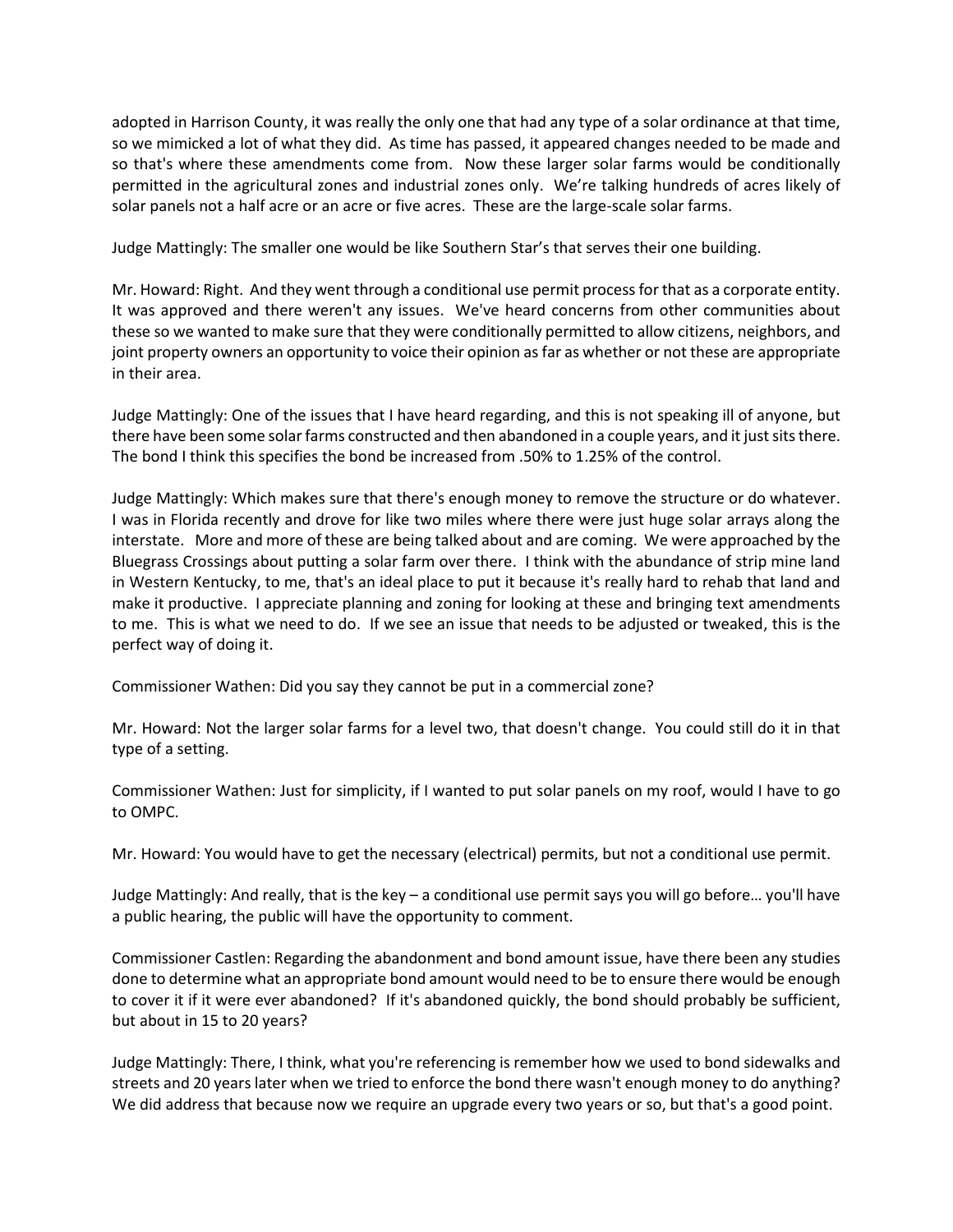adopted in Harrison County, it was really the only one that had any type of a solar ordinance at that time, so we mimicked a lot of what they did. As time has passed, it appeared changes needed to be made and so that's where these amendments come from. Now these larger solar farms would be conditionally permitted in the agricultural zones and industrial zones only. We're talking hundreds of acres likely of solar panels not a half acre or an acre or five acres. These are the large-scale solar farms.

Judge Mattingly: The smaller one would be like Southern Star's that serves their one building.

Mr. Howard: Right. And they went through a conditional use permit process for that as a corporate entity. It was approved and there weren't any issues. We've heard concerns from other communities about these so we wanted to make sure that they were conditionally permitted to allow citizens, neighbors, and joint property owners an opportunity to voice their opinion as far as whether or not these are appropriate in their area.

Judge Mattingly: One of the issues that I have heard regarding, and this is not speaking ill of anyone, but there have been some solar farms constructed and then abandoned in a couple years, and it just sits there. The bond I think this specifies the bond be increased from .50% to 1.25% of the control.

Judge Mattingly: Which makes sure that there's enough money to remove the structure or do whatever. I was in Florida recently and drove for like two miles where there were just huge solar arrays along the interstate. More and more of these are being talked about and are coming. We were approached by the Bluegrass Crossings about putting a solar farm over there. I think with the abundance of strip mine land in Western Kentucky, to me, that's an ideal place to put it because it's really hard to rehab that land and make it productive. I appreciate planning and zoning for looking at these and bringing text amendments to me. This is what we need to do. If we see an issue that needs to be adjusted or tweaked, this is the perfect way of doing it.

Commissioner Wathen: Did you say they cannot be put in a commercial zone?

Mr. Howard: Not the larger solar farms for a level two, that doesn't change. You could still do it in that type of a setting.

Commissioner Wathen: Just for simplicity, if I wanted to put solar panels on my roof, would I have to go to OMPC.

Mr. Howard: You would have to get the necessary (electrical) permits, but not a conditional use permit.

Judge Mattingly: And really, that is the key – a conditional use permit says you will go before… you'll have a public hearing, the public will have the opportunity to comment.

Commissioner Castlen: Regarding the abandonment and bond amount issue, have there been any studies done to determine what an appropriate bond amount would need to be to ensure there would be enough to cover it if it were ever abandoned? If it's abandoned quickly, the bond should probably be sufficient, but about in 15 to 20 years?

Judge Mattingly: There, I think, what you're referencing is remember how we used to bond sidewalks and streets and 20 years later when we tried to enforce the bond there wasn't enough money to do anything? We did address that because now we require an upgrade every two years or so, but that's a good point.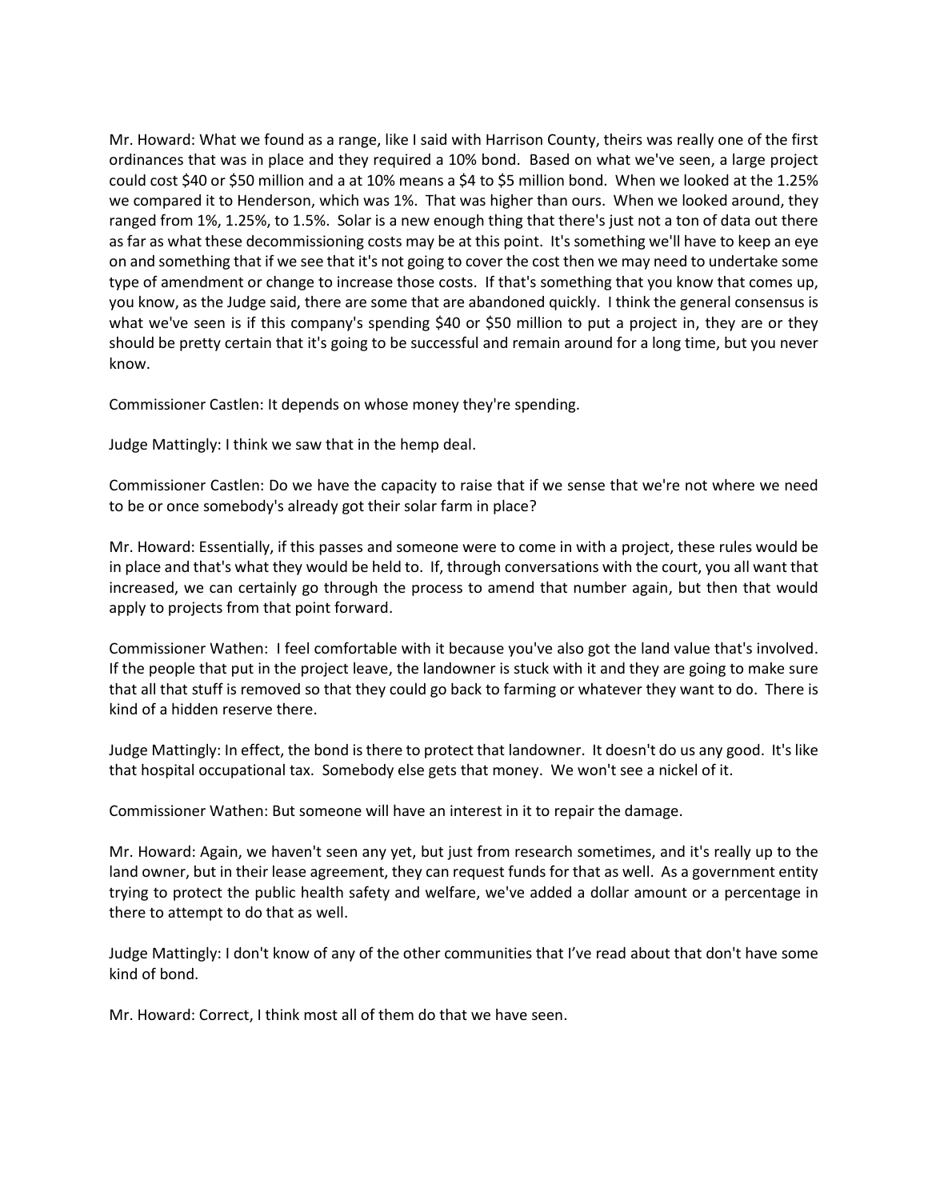Mr. Howard: What we found as a range, like I said with Harrison County, theirs was really one of the first ordinances that was in place and they required a 10% bond. Based on what we've seen, a large project could cost $40 or $50 million and a at 10% means a $4 to $5 million bond. When we looked at the 1.25% we compared it to Henderson, which was 1%. That was higher than ours. When we looked around, they ranged from 1%, 1.25%, to 1.5%. Solar is a new enough thing that there's just not a ton of data out there as far as what these decommissioning costs may be at this point. It's something we'll have to keep an eye on and something that if we see that it's not going to cover the cost then we may need to undertake some type of amendment or change to increase those costs. If that's something that you know that comes up, you know, as the Judge said, there are some that are abandoned quickly. I think the general consensus is what we've seen is if this company's spending $40 or $50 million to put a project in, they are or they should be pretty certain that it's going to be successful and remain around for a long time, but you never know.

Commissioner Castlen: It depends on whose money they're spending.

Judge Mattingly: I think we saw that in the hemp deal.

Commissioner Castlen: Do we have the capacity to raise that if we sense that we're not where we need to be or once somebody's already got their solar farm in place?

Mr. Howard: Essentially, if this passes and someone were to come in with a project, these rules would be in place and that's what they would be held to. If, through conversations with the court, you all want that increased, we can certainly go through the process to amend that number again, but then that would apply to projects from that point forward.

Commissioner Wathen: I feel comfortable with it because you've also got the land value that's involved. If the people that put in the project leave, the landowner is stuck with it and they are going to make sure that all that stuff is removed so that they could go back to farming or whatever they want to do. There is kind of a hidden reserve there.

Judge Mattingly: In effect, the bond is there to protect that landowner. It doesn't do us any good. It's like that hospital occupational tax. Somebody else gets that money. We won't see a nickel of it.

Commissioner Wathen: But someone will have an interest in it to repair the damage.

Mr. Howard: Again, we haven't seen any yet, but just from research sometimes, and it's really up to the land owner, but in their lease agreement, they can request funds for that as well. As a government entity trying to protect the public health safety and welfare, we've added a dollar amount or a percentage in there to attempt to do that as well.

Judge Mattingly: I don't know of any of the other communities that I've read about that don't have some kind of bond.

Mr. Howard: Correct, I think most all of them do that we have seen.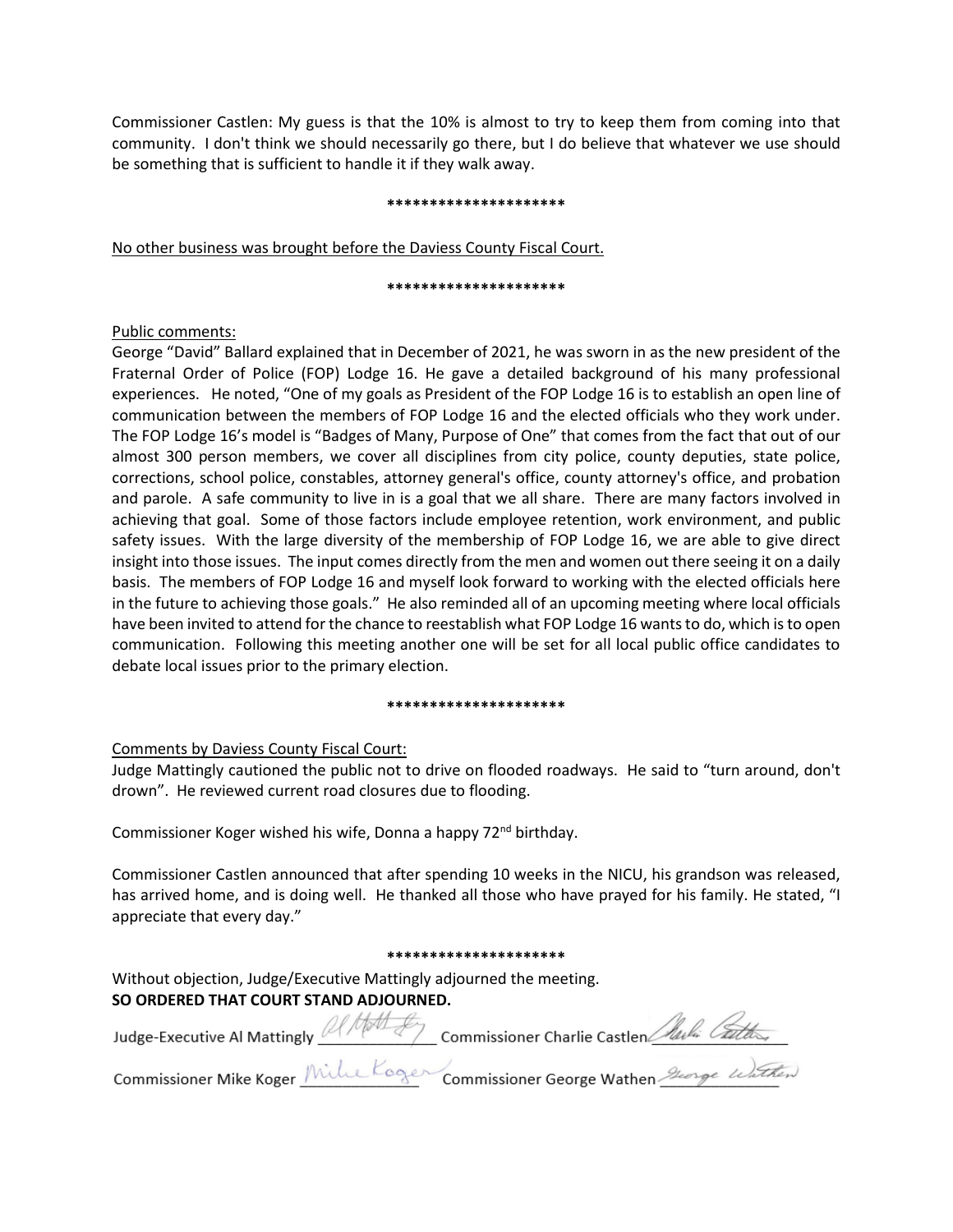Commissioner Castlen: My guess is that the 10% is almost to try to keep them from coming into that community. I don't think we should necessarily go there, but I do believe that whatever we use should be something that is sufficient to handle it if they walk away.

*********************

No other business was brought before the Daviess County Fiscal Court.

*********************

Public comments:

George "David" Ballard explained that in December of 2021, he was sworn in as the new president of the Fraternal Order of Police (FOP) Lodge 16. He gave a detailed background of his many professional experiences. He noted, "One of my goals as President of the FOP Lodge 16 is to establish an open line of communication between the members of FOP Lodge 16 and the elected officials who they work under. The FOP Lodge 16's model is "Badges of Many, Purpose of One" that comes from the fact that out of our almost 300 person members, we cover all disciplines from city police, county deputies, state police, corrections, school police, constables, attorney general's office, county attorney's office, and probation and parole. A safe community to live in is a goal that we all share. There are many factors involved in achieving that goal. Some of those factors include employee retention, work environment, and public safety issues. With the large diversity of the membership of FOP Lodge 16, we are able to give direct insight into those issues. The input comes directly from the men and women out there seeing it on a daily basis. The members of FOP Lodge 16 and myself look forward to working with the elected officials here in the future to achieving those goals." He also reminded all of an upcoming meeting where local officials have been invited to attend for the chance to reestablish what FOP Lodge 16 wants to do, which is to open communication. Following this meeting another one will be set for all local public office candidates to debate local issues prior to the primary election.

*********************

Comments by Daviess County Fiscal Court:

Judge Mattingly cautioned the public not to drive on flooded roadways. He said to "turn around, don't drown". He reviewed current road closures due to flooding.

Commissioner Koger wished his wife, Donna a happy 72nd birthday.

Commissioner Castlen announced that after spending 10 weeks in the NICU, his grandson was released, has arrived home, and is doing well. He thanked all those who have prayed for his family. He stated, "I appreciate that every day."

*********************

Without objection, Judge/Executive Mattingly adjourned the meeting.

**SO ORDERED THAT COURT STAND ADJOURNED.**

Judge-Executive Al Mattingly _Al Mattingly_ Commissioner Charlie Castlen _Charlie Castlen_

Commissioner Mike Koger _Mike Koger_ Commissioner George Wathen _George Wathen_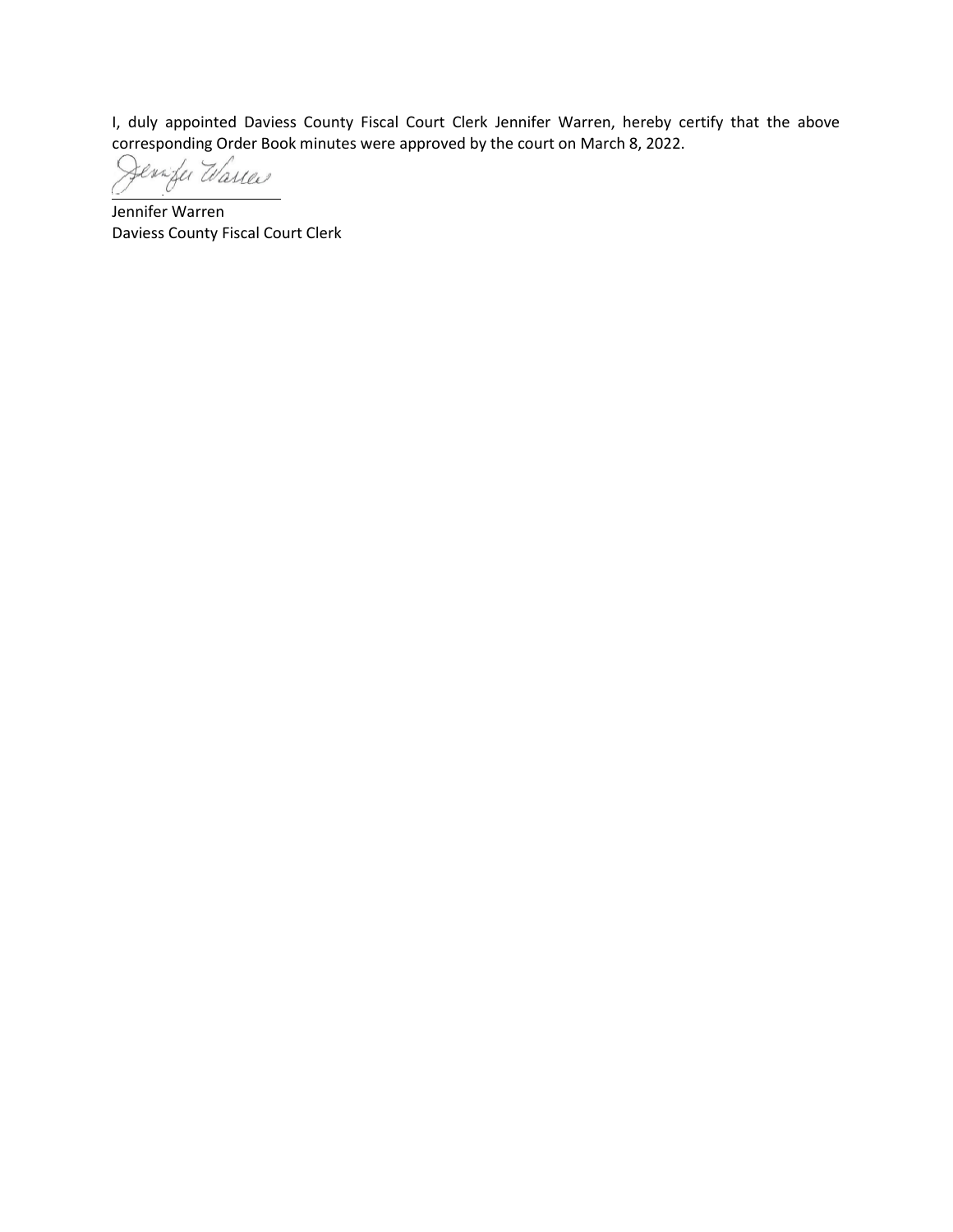I, duly appointed Daviess County Fiscal Court Clerk Jennifer Warren, hereby certify that the above corresponding Order Book minutes were approved by the court on March 8, 2022.

Jennifer Warren
Daviess County Fiscal Court Clerk